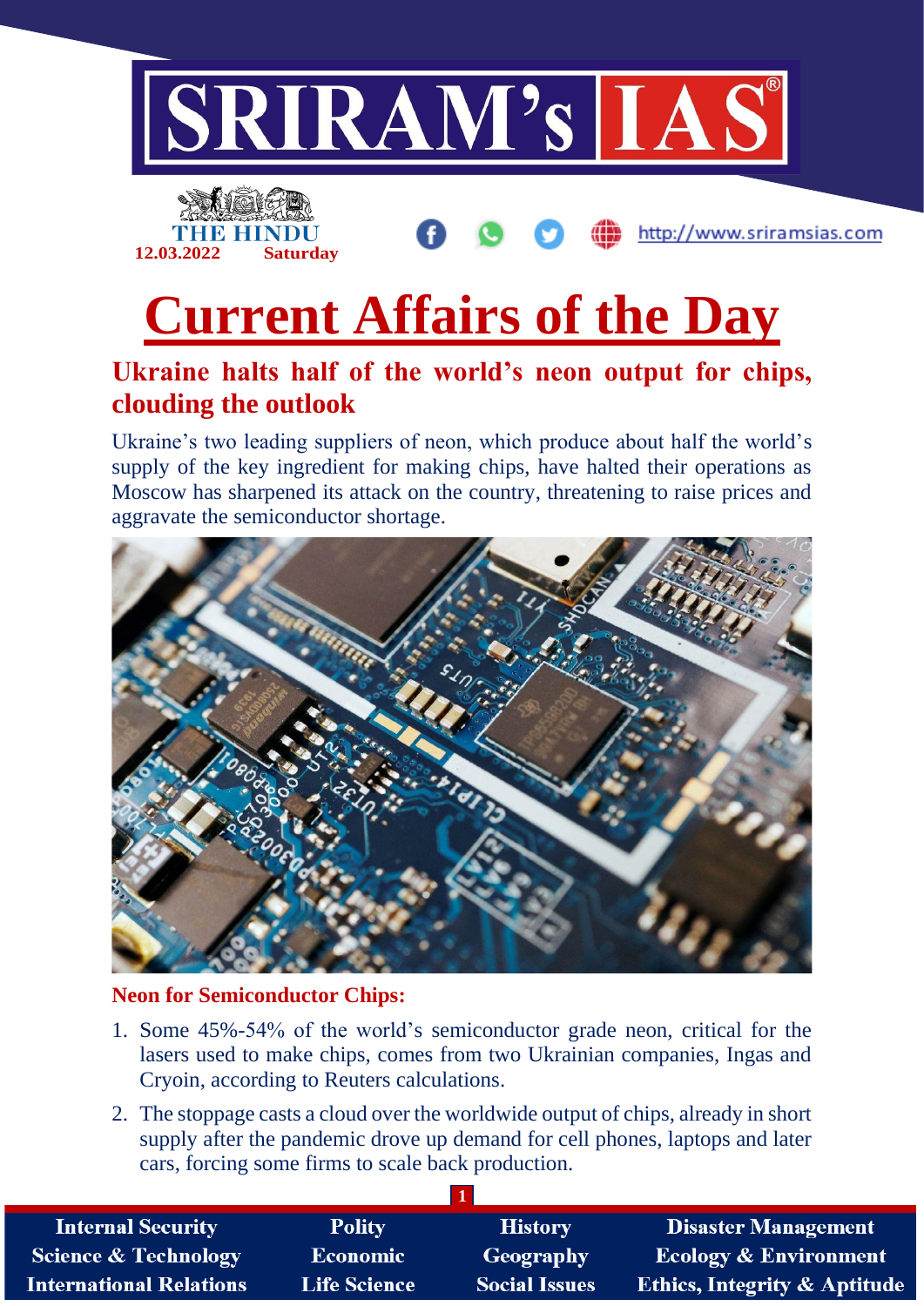# Current Affairs of the Day

## Ukraine halts half of the world's neon output for chips, clouding the outlook

Ukraine's two leading suppliers of neon, which produce about half the world's supply of the key ingredient for making chips, have halted their operations as Moscow has sharpened its attack on the country, threatening to raise prices and aggravate the semiconductor shortage.

### Neon for Semiconductor Chips:

1. Some 45%-54% of the world's semiconductor grade neon, critical for the lasers used to make chips, comes from two Ukrainian companies, Ingas and Cryoin, according to Reuters calculations.
2. The stoppage casts a cloud over the worldwide output of chips, already in short supply after the pandemic drove up demand for cell phones, laptops and later cars, forcing some firms to scale back production.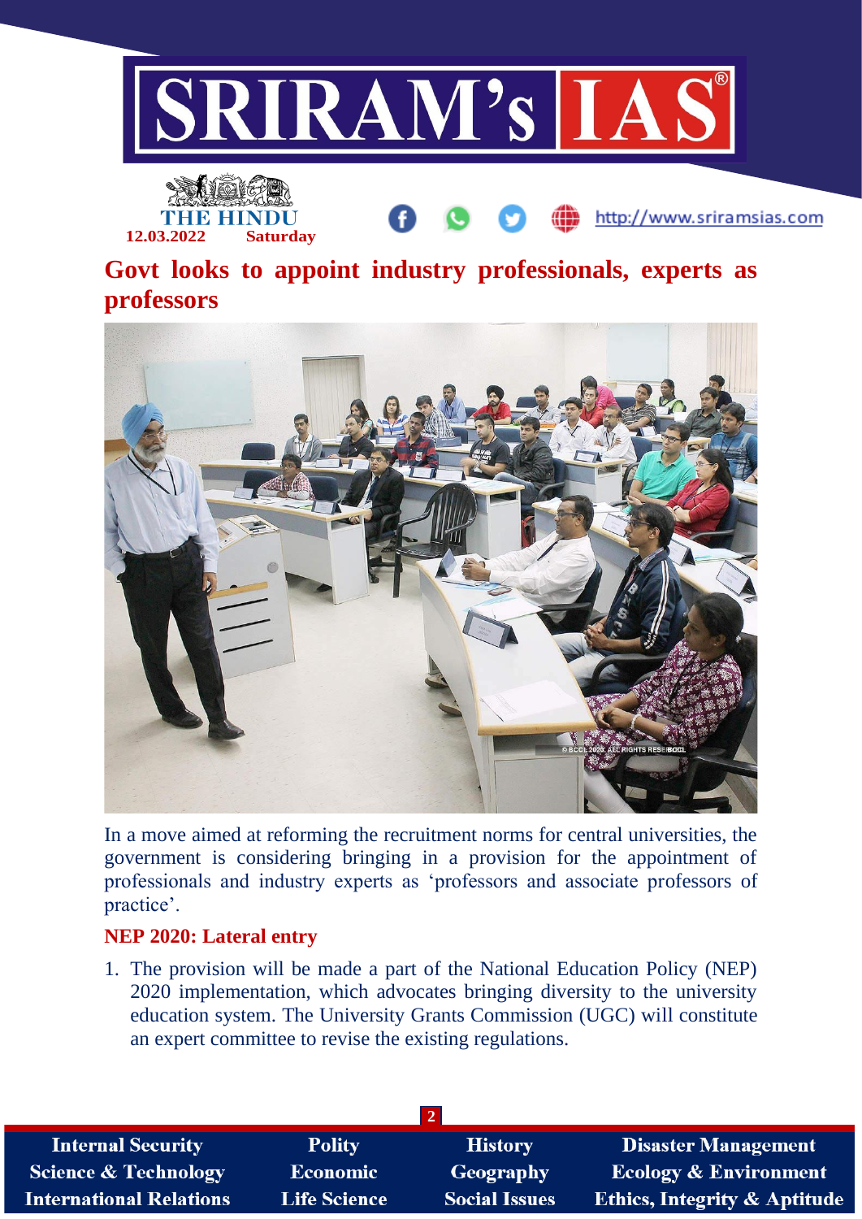THE HINDU
12.03.2022 Saturday

# Govt looks to appoint industry professionals, experts as professors

In a move aimed at reforming the recruitment norms for central universities, the government is considering bringing in a provision for the appointment of professionals and industry experts as 'professors and associate professors of practice'.

## NEP 2020: Lateral entry

1. The provision will be made a part of the National Education Policy (NEP) 2020 implementation, which advocates bringing diversity to the university education system. The University Grants Commission (UGC) will constitute an expert committee to revise the existing regulations.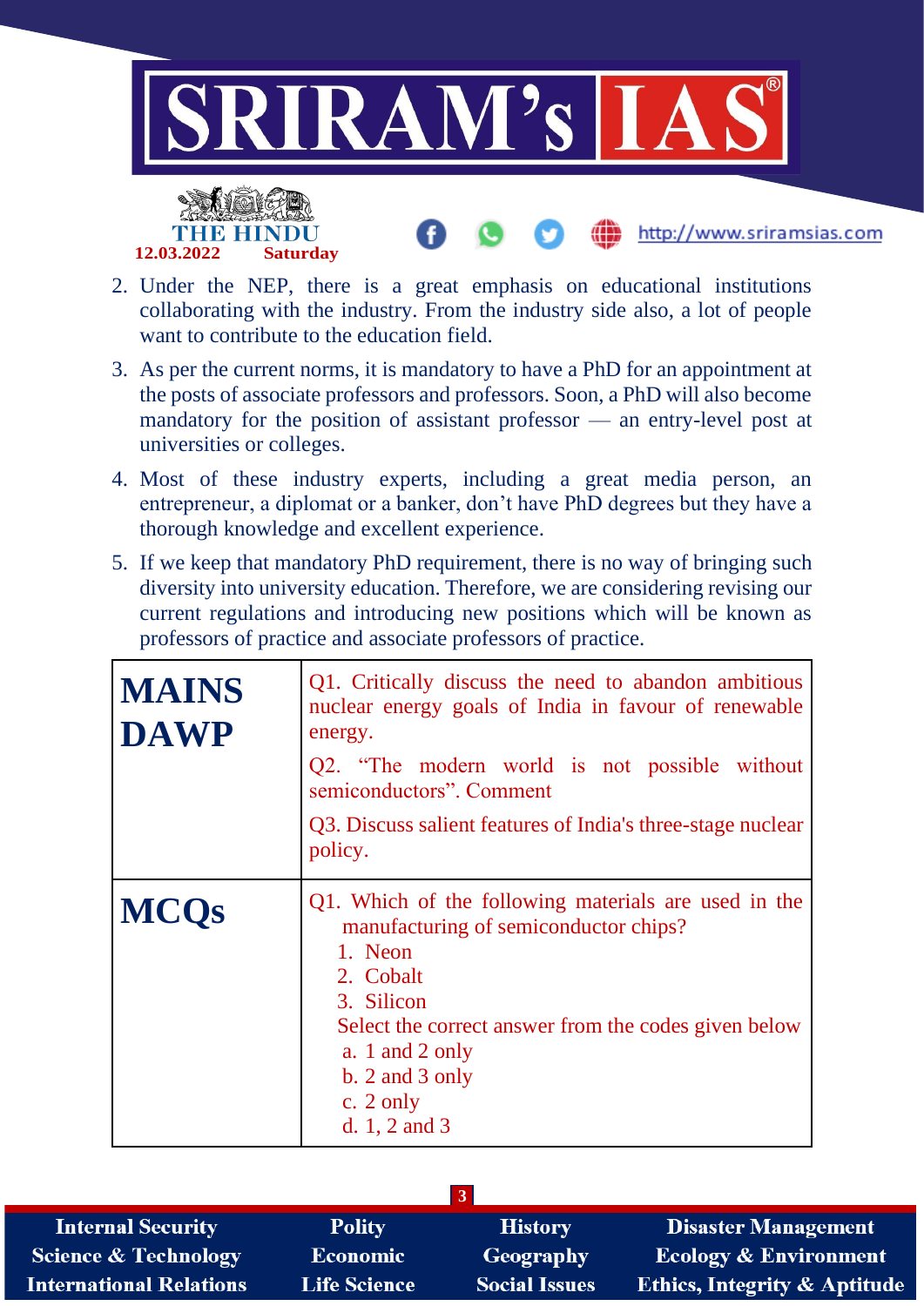2. Under the NEP, there is a great emphasis on educational institutions collaborating with the industry. From the industry side also, a lot of people want to contribute to the education field.
3. As per the current norms, it is mandatory to have a PhD for an appointment at the posts of associate professors and professors. Soon, a PhD will also become mandatory for the position of assistant professor — an entry-level post at universities or colleges.
4. Most of these industry experts, including a great media person, an entrepreneur, a diplomat or a banker, don't have PhD degrees but they have a thorough knowledge and excellent experience.
5. If we keep that mandatory PhD requirement, there is no way of bringing such diversity into university education. Therefore, we are considering revising our current regulations and introducing new positions which will be known as professors of practice and associate professors of practice.

| | |
|---|---|
| **MAINS DAWP** | Q1. Critically discuss the need to abandon ambitious nuclear energy goals of India in favour of renewable energy.<br><br>Q2. "The modern world is not possible without semiconductors". Comment<br><br>Q3. Discuss salient features of India's three-stage nuclear policy. |
| **MCQs** | Q1. Which of the following materials are used in the manufacturing of semiconductor chips?<br>1. Neon<br>2. Cobalt<br>3. Silicon<br>Select the correct answer from the codes given below<br>a. 1 and 2 only<br>b. 2 and 3 only<br>c. 2 only<br>d. 1, 2 and 3 |